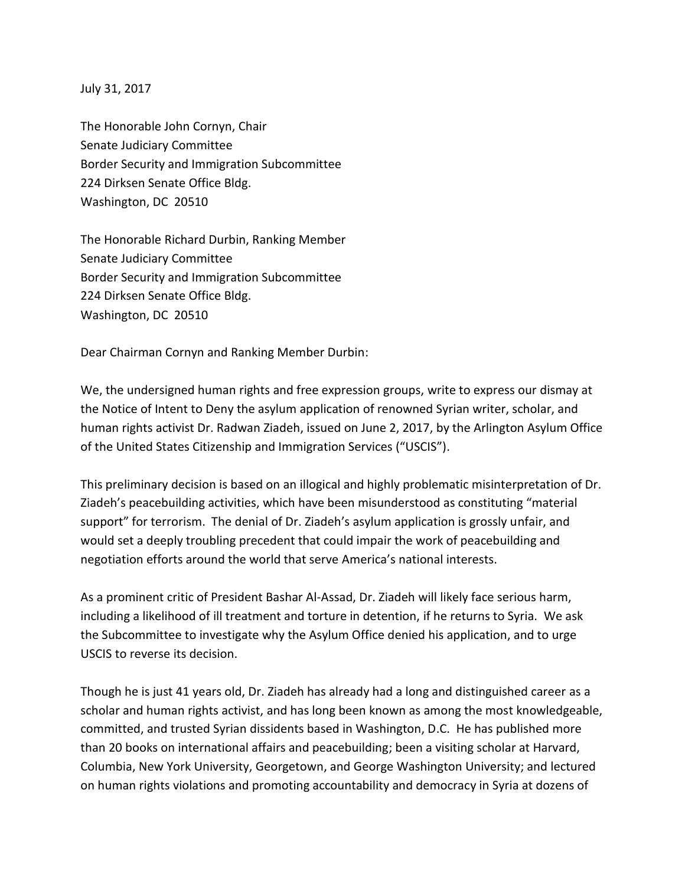July 31, 2017

The Honorable John Cornyn, Chair
Senate Judiciary Committee
Border Security and Immigration Subcommittee
224 Dirksen Senate Office Bldg.
Washington, DC 20510

The Honorable Richard Durbin, Ranking Member
Senate Judiciary Committee
Border Security and Immigration Subcommittee
224 Dirksen Senate Office Bldg.
Washington, DC 20510

Dear Chairman Cornyn and Ranking Member Durbin:

We, the undersigned human rights and free expression groups, write to express our dismay at the Notice of Intent to Deny the asylum application of renowned Syrian writer, scholar, and human rights activist Dr. Radwan Ziadeh, issued on June 2, 2017, by the Arlington Asylum Office of the United States Citizenship and Immigration Services ("USCIS").

This preliminary decision is based on an illogical and highly problematic misinterpretation of Dr. Ziadeh's peacebuilding activities, which have been misunderstood as constituting "material support" for terrorism. The denial of Dr. Ziadeh's asylum application is grossly unfair, and would set a deeply troubling precedent that could impair the work of peacebuilding and negotiation efforts around the world that serve America's national interests.

As a prominent critic of President Bashar Al-Assad, Dr. Ziadeh will likely face serious harm, including a likelihood of ill treatment and torture in detention, if he returns to Syria. We ask the Subcommittee to investigate why the Asylum Office denied his application, and to urge USCIS to reverse its decision.

Though he is just 41 years old, Dr. Ziadeh has already had a long and distinguished career as a scholar and human rights activist, and has long been known as among the most knowledgeable, committed, and trusted Syrian dissidents based in Washington, D.C. He has published more than 20 books on international affairs and peacebuilding; been a visiting scholar at Harvard, Columbia, New York University, Georgetown, and George Washington University; and lectured on human rights violations and promoting accountability and democracy in Syria at dozens of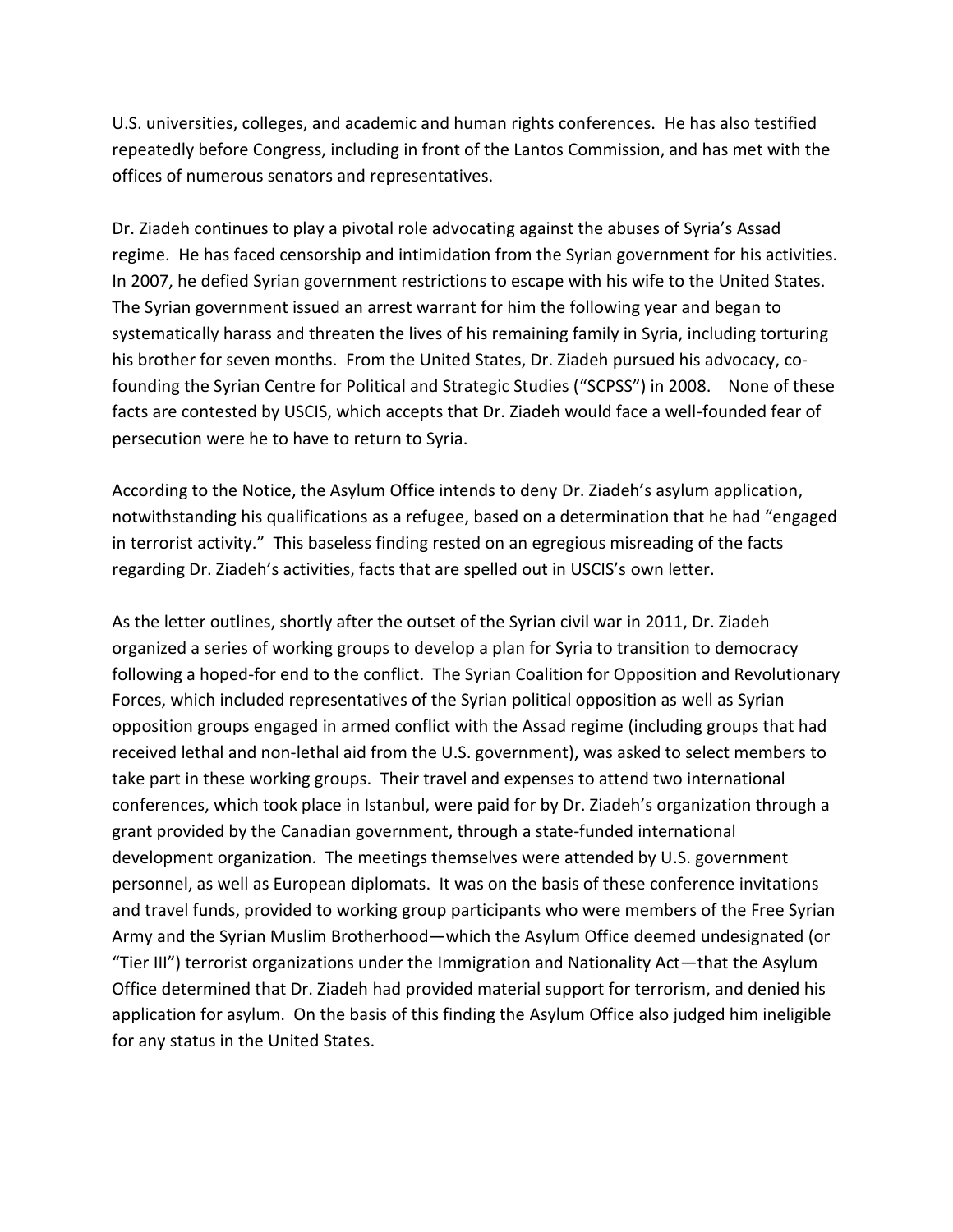U.S. universities, colleges, and academic and human rights conferences. He has also testified repeatedly before Congress, including in front of the Lantos Commission, and has met with the offices of numerous senators and representatives.

Dr. Ziadeh continues to play a pivotal role advocating against the abuses of Syria's Assad regime. He has faced censorship and intimidation from the Syrian government for his activities. In 2007, he defied Syrian government restrictions to escape with his wife to the United States. The Syrian government issued an arrest warrant for him the following year and began to systematically harass and threaten the lives of his remaining family in Syria, including torturing his brother for seven months. From the United States, Dr. Ziadeh pursued his advocacy, co-founding the Syrian Centre for Political and Strategic Studies ("SCPSS") in 2008. None of these facts are contested by USCIS, which accepts that Dr. Ziadeh would face a well-founded fear of persecution were he to have to return to Syria.

According to the Notice, the Asylum Office intends to deny Dr. Ziadeh's asylum application, notwithstanding his qualifications as a refugee, based on a determination that he had "engaged in terrorist activity." This baseless finding rested on an egregious misreading of the facts regarding Dr. Ziadeh's activities, facts that are spelled out in USCIS's own letter.

As the letter outlines, shortly after the outset of the Syrian civil war in 2011, Dr. Ziadeh organized a series of working groups to develop a plan for Syria to transition to democracy following a hoped-for end to the conflict. The Syrian Coalition for Opposition and Revolutionary Forces, which included representatives of the Syrian political opposition as well as Syrian opposition groups engaged in armed conflict with the Assad regime (including groups that had received lethal and non-lethal aid from the U.S. government), was asked to select members to take part in these working groups. Their travel and expenses to attend two international conferences, which took place in Istanbul, were paid for by Dr. Ziadeh's organization through a grant provided by the Canadian government, through a state-funded international development organization. The meetings themselves were attended by U.S. government personnel, as well as European diplomats. It was on the basis of these conference invitations and travel funds, provided to working group participants who were members of the Free Syrian Army and the Syrian Muslim Brotherhood—which the Asylum Office deemed undesignated (or "Tier III") terrorist organizations under the Immigration and Nationality Act—that the Asylum Office determined that Dr. Ziadeh had provided material support for terrorism, and denied his application for asylum. On the basis of this finding the Asylum Office also judged him ineligible for any status in the United States.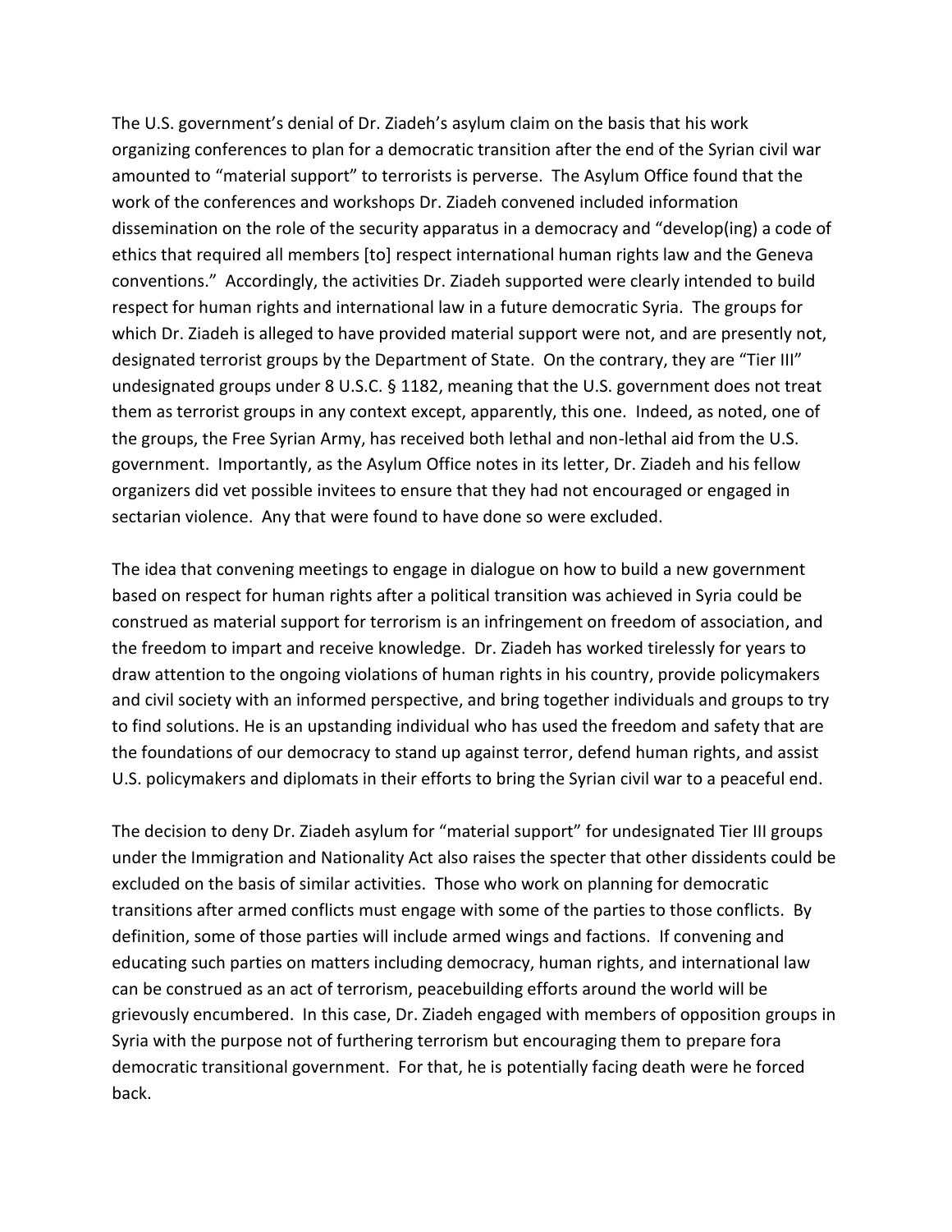The U.S. government's denial of Dr. Ziadeh's asylum claim on the basis that his work organizing conferences to plan for a democratic transition after the end of the Syrian civil war amounted to "material support" to terrorists is perverse. The Asylum Office found that the work of the conferences and workshops Dr. Ziadeh convened included information dissemination on the role of the security apparatus in a democracy and "develop(ing) a code of ethics that required all members [to] respect international human rights law and the Geneva conventions." Accordingly, the activities Dr. Ziadeh supported were clearly intended to build respect for human rights and international law in a future democratic Syria. The groups for which Dr. Ziadeh is alleged to have provided material support were not, and are presently not, designated terrorist groups by the Department of State. On the contrary, they are "Tier III" undesignated groups under 8 U.S.C. § 1182, meaning that the U.S. government does not treat them as terrorist groups in any context except, apparently, this one. Indeed, as noted, one of the groups, the Free Syrian Army, has received both lethal and non-lethal aid from the U.S. government. Importantly, as the Asylum Office notes in its letter, Dr. Ziadeh and his fellow organizers did vet possible invitees to ensure that they had not encouraged or engaged in sectarian violence. Any that were found to have done so were excluded.

The idea that convening meetings to engage in dialogue on how to build a new government based on respect for human rights after a political transition was achieved in Syria could be construed as material support for terrorism is an infringement on freedom of association, and the freedom to impart and receive knowledge. Dr. Ziadeh has worked tirelessly for years to draw attention to the ongoing violations of human rights in his country, provide policymakers and civil society with an informed perspective, and bring together individuals and groups to try to find solutions. He is an upstanding individual who has used the freedom and safety that are the foundations of our democracy to stand up against terror, defend human rights, and assist U.S. policymakers and diplomats in their efforts to bring the Syrian civil war to a peaceful end.

The decision to deny Dr. Ziadeh asylum for "material support" for undesignated Tier III groups under the Immigration and Nationality Act also raises the specter that other dissidents could be excluded on the basis of similar activities. Those who work on planning for democratic transitions after armed conflicts must engage with some of the parties to those conflicts. By definition, some of those parties will include armed wings and factions. If convening and educating such parties on matters including democracy, human rights, and international law can be construed as an act of terrorism, peacebuilding efforts around the world will be grievously encumbered. In this case, Dr. Ziadeh engaged with members of opposition groups in Syria with the purpose not of furthering terrorism but encouraging them to prepare fora democratic transitional government. For that, he is potentially facing death were he forced back.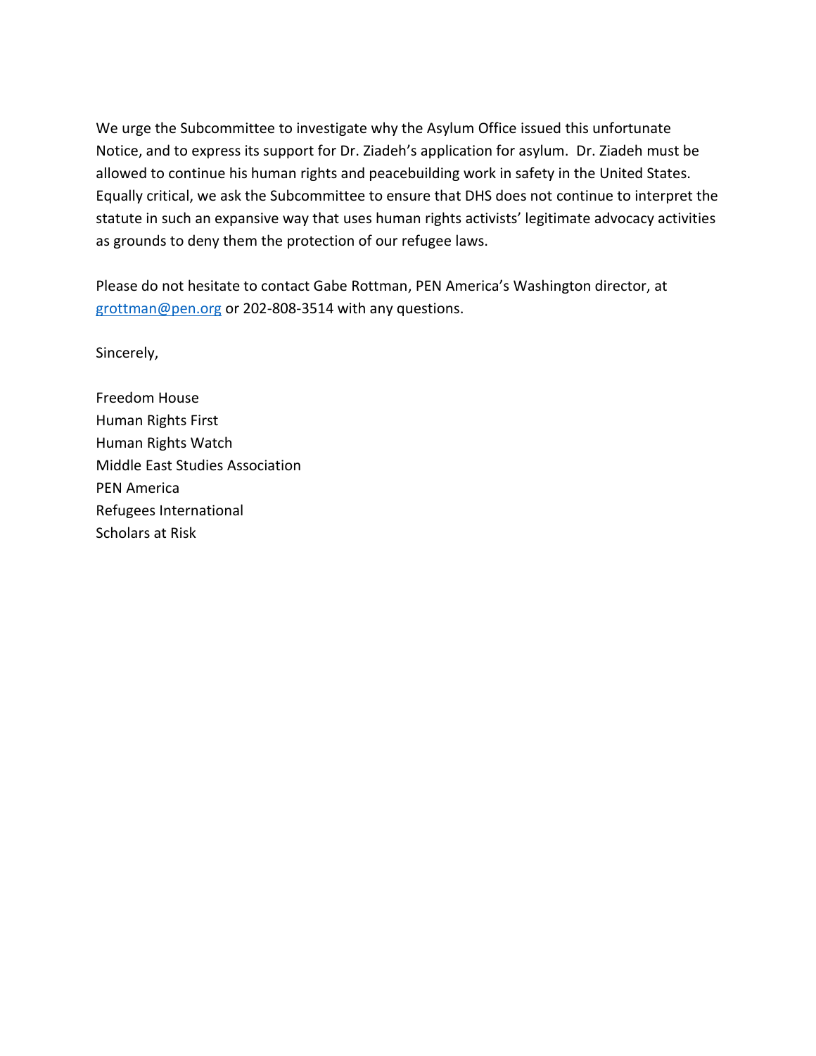We urge the Subcommittee to investigate why the Asylum Office issued this unfortunate Notice, and to express its support for Dr. Ziadeh's application for asylum. Dr. Ziadeh must be allowed to continue his human rights and peacebuilding work in safety in the United States. Equally critical, we ask the Subcommittee to ensure that DHS does not continue to interpret the statute in such an expansive way that uses human rights activists' legitimate advocacy activities as grounds to deny them the protection of our refugee laws.

Please do not hesitate to contact Gabe Rottman, PEN America's Washington director, at grottman@pen.org or 202-808-3514 with any questions.

Sincerely,

Freedom House
Human Rights First
Human Rights Watch
Middle East Studies Association
PEN America
Refugees International
Scholars at Risk